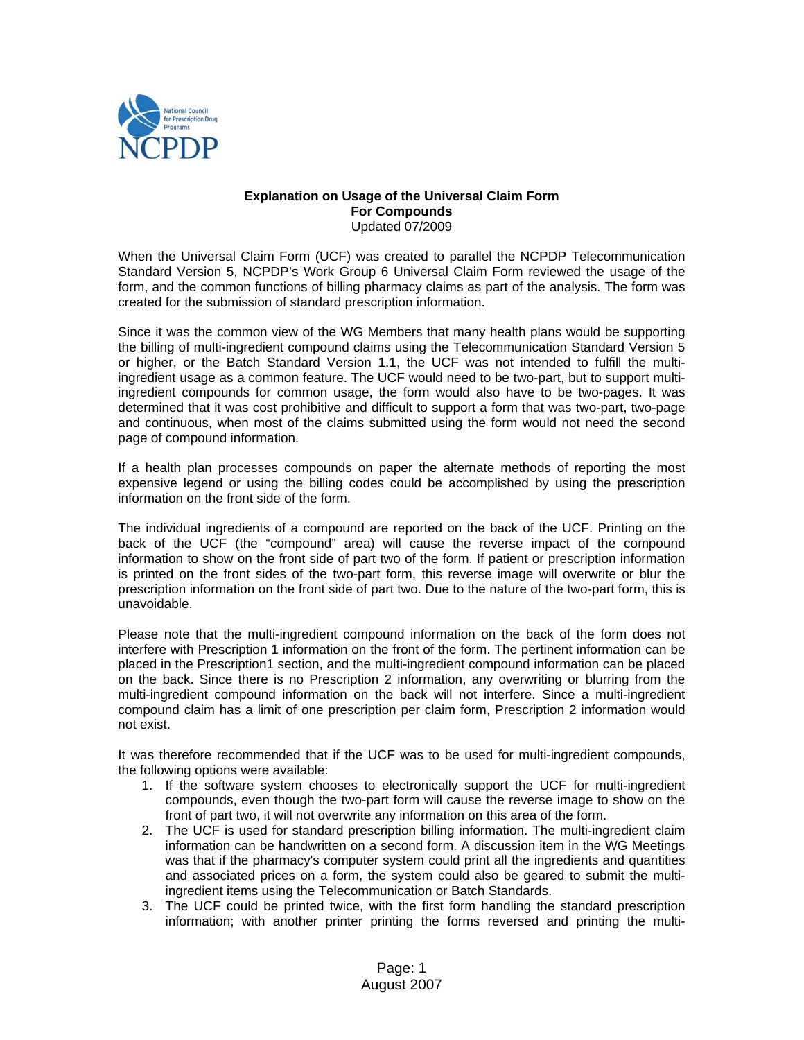**Explanation on Usage of the Universal Claim Form**
**For Compounds**
Updated 07/2009

When the Universal Claim Form (UCF) was created to parallel the NCPDP Telecommunication Standard Version 5, NCPDP's Work Group 6 Universal Claim Form reviewed the usage of the form, and the common functions of billing pharmacy claims as part of the analysis. The form was created for the submission of standard prescription information.

Since it was the common view of the WG Members that many health plans would be supporting the billing of multi-ingredient compound claims using the Telecommunication Standard Version 5 or higher, or the Batch Standard Version 1.1, the UCF was not intended to fulfill the multi-ingredient usage as a common feature. The UCF would need to be two-part, but to support multi-ingredient compounds for common usage, the form would also have to be two-pages. It was determined that it was cost prohibitive and difficult to support a form that was two-part, two-page and continuous, when most of the claims submitted using the form would not need the second page of compound information.

If a health plan processes compounds on paper the alternate methods of reporting the most expensive legend or using the billing codes could be accomplished by using the prescription information on the front side of the form.

The individual ingredients of a compound are reported on the back of the UCF. Printing on the back of the UCF (the "compound" area) will cause the reverse impact of the compound information to show on the front side of part two of the form. If patient or prescription information is printed on the front sides of the two-part form, this reverse image will overwrite or blur the prescription information on the front side of part two. Due to the nature of the two-part form, this is unavoidable.

Please note that the multi-ingredient compound information on the back of the form does not interfere with Prescription 1 information on the front of the form. The pertinent information can be placed in the Prescription1 section, and the multi-ingredient compound information can be placed on the back. Since there is no Prescription 2 information, any overwriting or blurring from the multi-ingredient compound information on the back will not interfere. Since a multi-ingredient compound claim has a limit of one prescription per claim form, Prescription 2 information would not exist.

It was therefore recommended that if the UCF was to be used for multi-ingredient compounds, the following options were available:

1. If the software system chooses to electronically support the UCF for multi-ingredient compounds, even though the two-part form will cause the reverse image to show on the front of part two, it will not overwrite any information on this area of the form.
2. The UCF is used for standard prescription billing information. The multi-ingredient claim information can be handwritten on a second form. A discussion item in the WG Meetings was that if the pharmacy's computer system could print all the ingredients and quantities and associated prices on a form, the system could also be geared to submit the multi-ingredient items using the Telecommunication or Batch Standards.
3. The UCF could be printed twice, with the first form handling the standard prescription information; with another printer printing the forms reversed and printing the multi-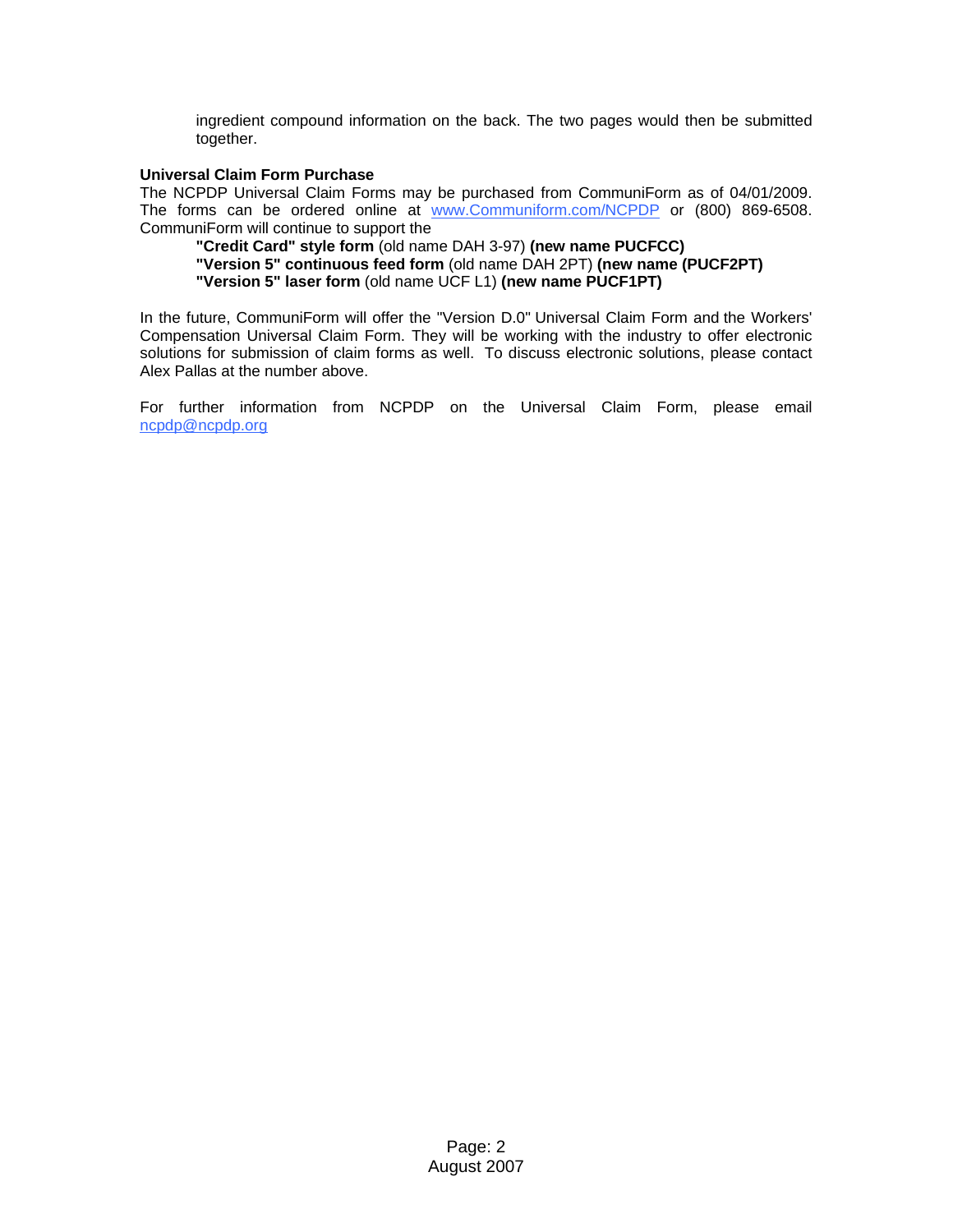ingredient compound information on the back. The two pages would then be submitted together.

**Universal Claim Form Purchase**

The NCPDP Universal Claim Forms may be purchased from CommuniForm as of 04/01/2009. The forms can be ordered online at www.Communiform.com/NCPDP or (800) 869-6508. CommuniForm will continue to support the

**"Credit Card" style form** (old name DAH 3-97) **(new name PUCFCC)**
**"Version 5" continuous feed form** (old name DAH 2PT) **(new name (PUCF2PT)**
**"Version 5" laser form** (old name UCF L1) **(new name PUCF1PT)**

In the future, CommuniForm will offer the "Version D.0" Universal Claim Form and the Workers' Compensation Universal Claim Form. They will be working with the industry to offer electronic solutions for submission of claim forms as well. To discuss electronic solutions, please contact Alex Pallas at the number above.

For further information from NCPDP on the Universal Claim Form, please email ncpdp@ncpdp.org

August 2007